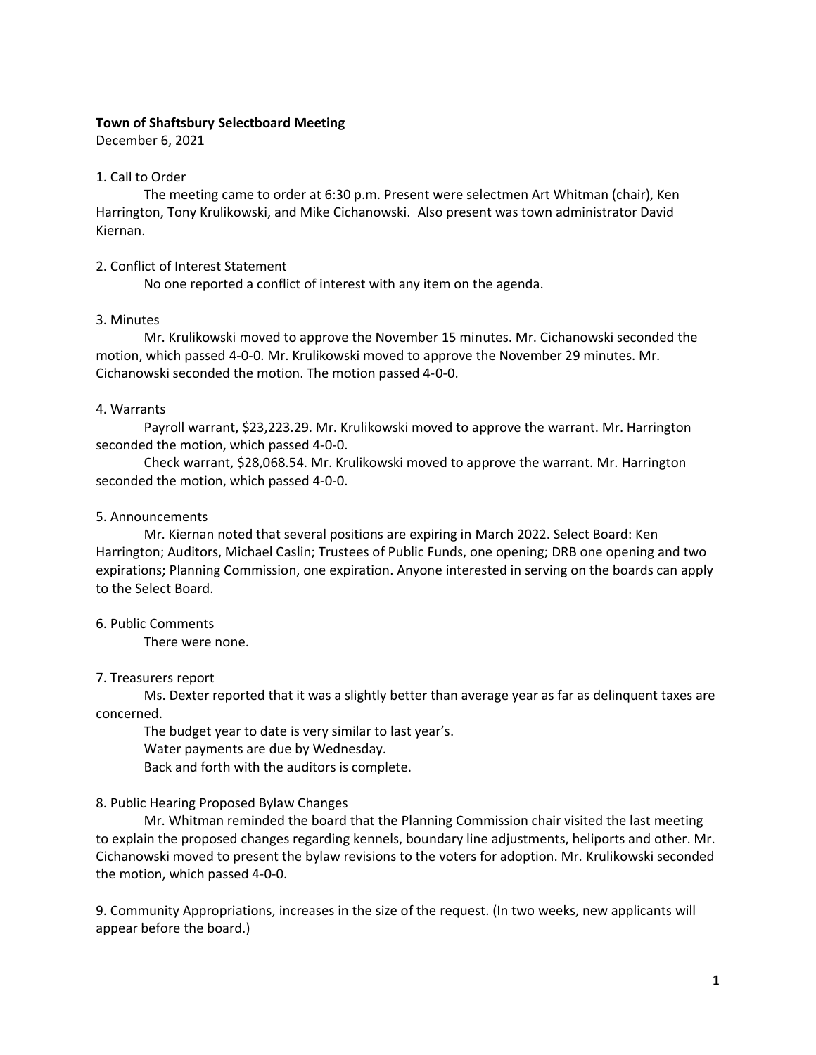**Town of Shaftsbury Selectboard Meeting**

December 6, 2021

1. Call to Order

The meeting came to order at 6:30 p.m. Present were selectmen Art Whitman (chair), Ken Harrington, Tony Krulikowski, and Mike Cichanowski. Also present was town administrator David Kiernan.

2. Conflict of Interest Statement

No one reported a conflict of interest with any item on the agenda.

3. Minutes

Mr. Krulikowski moved to approve the November 15 minutes. Mr. Cichanowski seconded the motion, which passed 4-0-0. Mr. Krulikowski moved to approve the November 29 minutes. Mr. Cichanowski seconded the motion. The motion passed 4-0-0.

4. Warrants

Payroll warrant, $23,223.29. Mr. Krulikowski moved to approve the warrant. Mr. Harrington seconded the motion, which passed 4-0-0.

Check warrant, $28,068.54. Mr. Krulikowski moved to approve the warrant. Mr. Harrington seconded the motion, which passed 4-0-0.

5. Announcements

Mr. Kiernan noted that several positions are expiring in March 2022. Select Board: Ken Harrington; Auditors, Michael Caslin; Trustees of Public Funds, one opening; DRB one opening and two expirations; Planning Commission, one expiration. Anyone interested in serving on the boards can apply to the Select Board.

6. Public Comments

There were none.

7. Treasurers report

Ms. Dexter reported that it was a slightly better than average year as far as delinquent taxes are concerned.

The budget year to date is very similar to last year's.

Water payments are due by Wednesday.

Back and forth with the auditors is complete.

8. Public Hearing Proposed Bylaw Changes

Mr. Whitman reminded the board that the Planning Commission chair visited the last meeting to explain the proposed changes regarding kennels, boundary line adjustments, heliports and other. Mr. Cichanowski moved to present the bylaw revisions to the voters for adoption. Mr. Krulikowski seconded the motion, which passed 4-0-0.

9. Community Appropriations, increases in the size of the request. (In two weeks, new applicants will appear before the board.)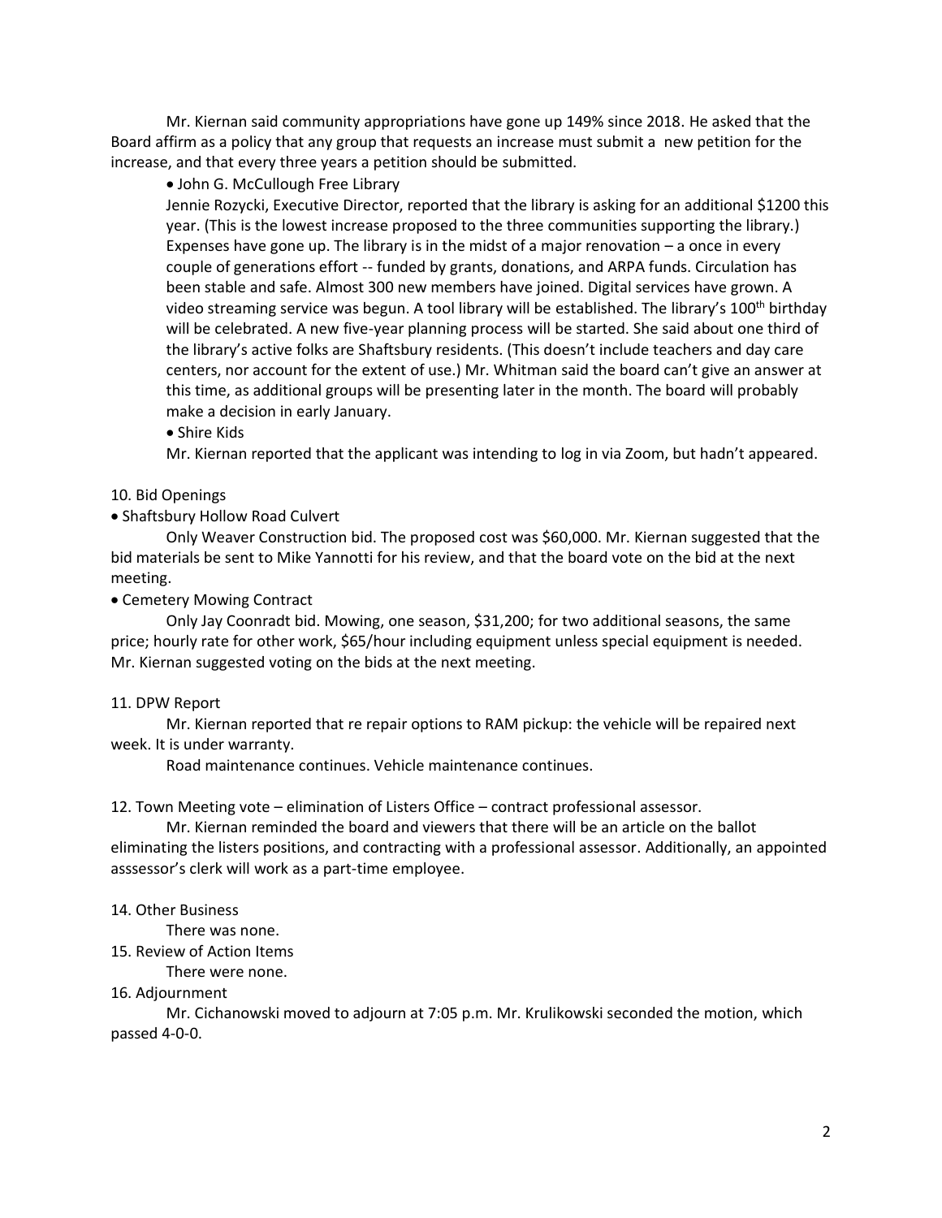Mr. Kiernan said community appropriations have gone up 149% since 2018. He asked that the Board affirm as a policy that any group that requests an increase must submit a new petition for the increase, and that every three years a petition should be submitted.

- John G. McCullough Free Library

Jennie Rozycki, Executive Director, reported that the library is asking for an additional $1200 this year. (This is the lowest increase proposed to the three communities supporting the library.) Expenses have gone up. The library is in the midst of a major renovation – a once in every couple of generations effort -- funded by grants, donations, and ARPA funds. Circulation has been stable and safe. Almost 300 new members have joined. Digital services have grown. A video streaming service was begun. A tool library will be established. The library's 100th birthday will be celebrated. A new five-year planning process will be started. She said about one third of the library's active folks are Shaftsbury residents. (This doesn't include teachers and day care centers, nor account for the extent of use.) Mr. Whitman said the board can't give an answer at this time, as additional groups will be presenting later in the month. The board will probably make a decision in early January.

- Shire Kids

Mr. Kiernan reported that the applicant was intending to log in via Zoom, but hadn't appeared.

10. Bid Openings

- Shaftsbury Hollow Road Culvert

Only Weaver Construction bid. The proposed cost was $60,000. Mr. Kiernan suggested that the bid materials be sent to Mike Yannotti for his review, and that the board vote on the bid at the next meeting.

- Cemetery Mowing Contract

Only Jay Coonradt bid. Mowing, one season, $31,200; for two additional seasons, the same price; hourly rate for other work, $65/hour including equipment unless special equipment is needed. Mr. Kiernan suggested voting on the bids at the next meeting.

11. DPW Report

Mr. Kiernan reported that re repair options to RAM pickup: the vehicle will be repaired next week. It is under warranty.

Road maintenance continues. Vehicle maintenance continues.

12. Town Meeting vote – elimination of Listers Office – contract professional assessor.

Mr. Kiernan reminded the board and viewers that there will be an article on the ballot eliminating the listers positions, and contracting with a professional assessor. Additionally, an appointed asssessor's clerk will work as a part-time employee.

14. Other Business

There was none.

15. Review of Action Items

There were none.

16. Adjournment

Mr. Cichanowski moved to adjourn at 7:05 p.m. Mr. Krulikowski seconded the motion, which passed 4-0-0.